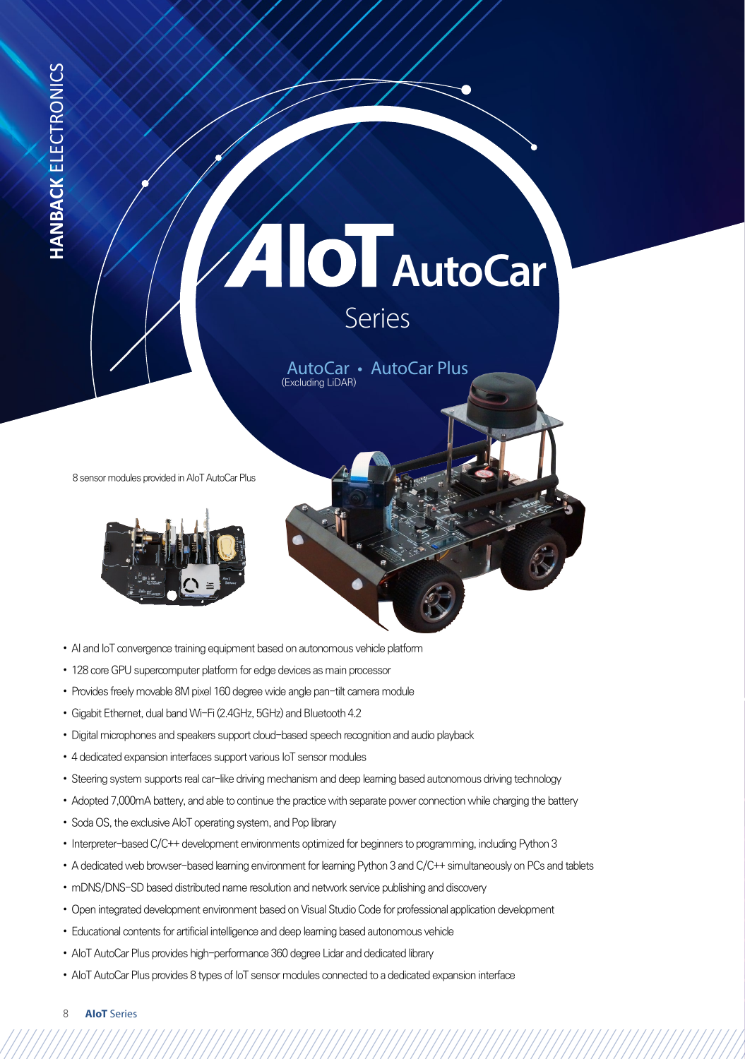# AIoT AutoCar

## Series

AutoCar • AutoCar Plus
(Excluding LiDAR)

8 sensor modules provided in AIoT AutoCar Plus

- AI and IoT convergence training equipment based on autonomous vehicle platform
- 128 core GPU supercomputer platform for edge devices as main processor
- Provides freely movable 8M pixel 160 degree wide angle pan-tilt camera module
- Gigabit Ethernet, dual band Wi-Fi (2.4GHz, 5GHz) and Bluetooth 4.2
- Digital microphones and speakers support cloud-based speech recognition and audio playback
- 4 dedicated expansion interfaces support various IoT sensor modules
- Steering system supports real car-like driving mechanism and deep learning based autonomous driving technology
- Adopted 7,000mA battery, and able to continue the practice with separate power connection while charging the battery
- Soda OS, the exclusive AIoT operating system, and Pop library
- Interpreter-based C/C++ development environments optimized for beginners to programming, including Python 3
- A dedicated web browser-based learning environment for learning Python 3 and C/C++ simultaneously on PCs and tablets
- mDNS/DNS-SD based distributed name resolution and network service publishing and discovery
- Open integrated development environment based on Visual Studio Code for professional application development
- Educational contents for artificial intelligence and deep learning based autonomous vehicle
- AIoT AutoCar Plus provides high-performance 360 degree Lidar and dedicated library
- AIoT AutoCar Plus provides 8 types of IoT sensor modules connected to a dedicated expansion interface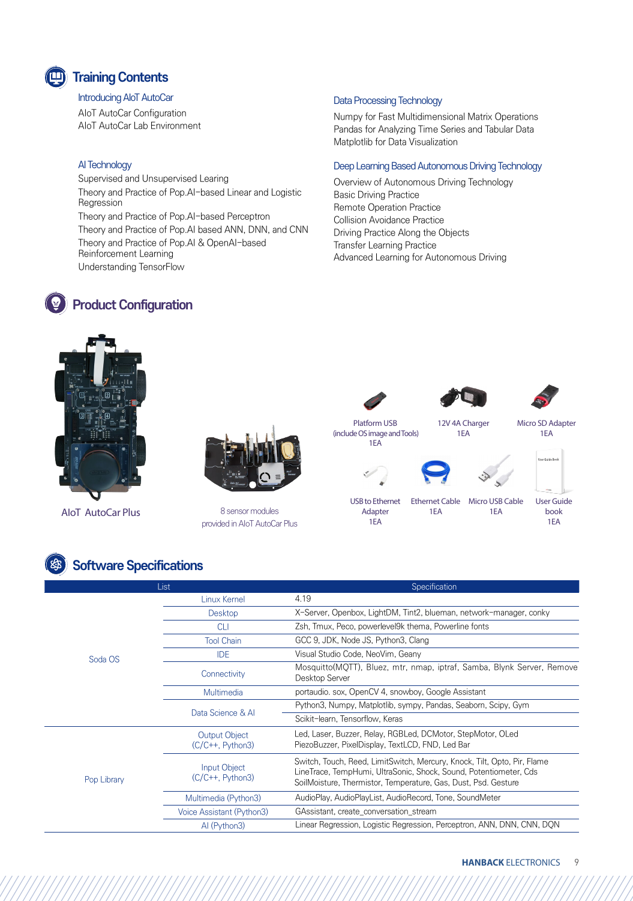## Training Contents

### Introducing AIoT AutoCar

AIoT AutoCar Configuration
AIoT AutoCar Lab Environment

### AI Technology

Supervised and Unsupervised Learing
Theory and Practice of Pop.AI–based Linear and Logistic Regression
Theory and Practice of Pop.AI–based Perceptron
Theory and Practice of Pop.AI based ANN, DNN, and CNN
Theory and Practice of Pop.AI & OpenAI–based Reinforcement Learning
Understanding TensorFlow

### Data Processing Technology

Numpy for Fast Multidimensional Matrix Operations
Pandas for Analyzing Time Series and Tabular Data
Matplotlib for Data Visualization

### Deep Learning Based Autonomous Driving Technology

Overview of Autonomous Driving Technology
Basic Driving Practice
Remote Operation Practice
Collision Avoidance Practice
Driving Practice Along the Objects
Transfer Learning Practice
Advanced Learning for Autonomous Driving

## Product Configuration

AIoT AutoCar Plus

8 sensor modules provided in AIoT AutoCar Plus

Platform USB (include OS image and Tools) 1EA

12V 4A Charger 1EA

Micro SD Adapter 1EA

USB to Ethernet Adapter 1EA

Ethernet Cable 1EA

Micro USB Cable 1EA

User Guide book 1EA

## Software Specifications

| List | | Specification |
|---|---|---|
| Soda OS | Linux Kernel | 4.19 |
| | Desktop | X–Server, Openbox, LightDM, Tint2, blueman, network–manager, conky |
| | CLI | Zsh, Tmux, Peco, powerlevel9k thema, Powerline fonts |
| | Tool Chain | GCC 9, JDK, Node JS, Python3, Clang |
| | IDE | Visual Studio Code, NeoVim, Geany |
| | Connectivity | Mosquitto(MQTT), Bluez, mtr, nmap, iptraf, Samba, Blynk Server, Remove Desktop Server |
| | Multimedia | portaudio. sox, OpenCV 4, snowboy, Google Assistant |
| | Data Science & AI | Python3, Numpy, Matplotlib, sympy, Pandas, Seaborn, Scipy, Gym |
| | | Scikit–learn, Tensorflow, Keras |
| Pop Library | Output Object (C/C++, Python3) | Led, Laser, Buzzer, Relay, RGBLed, DCMotor, StepMotor, OLed PiezoBuzzer, PixelDisplay, TextLCD, FND, Led Bar |
| | Input Object (C/C++, Python3) | Switch, Touch, Reed, LimitSwitch, Mercury, Knock, Tilt, Opto, Pir, Flame LineTrace, TempHumi, UltraSonic, Shock, Sound, Potentiometer, Cds SoilMoisture, Thermistor, Temperature, Gas, Dust, Psd. Gesture |
| | Multimedia (Python3) | AudioPlay, AudioPlayList, AudioRecord, Tone, SoundMeter |
| | Voice Assistant (Python3) | GAssistant, create_conversation_stream |
| | AI (Python3) | Linear Regression, Logistic Regression, Perceptron, ANN, DNN, CNN, DQN |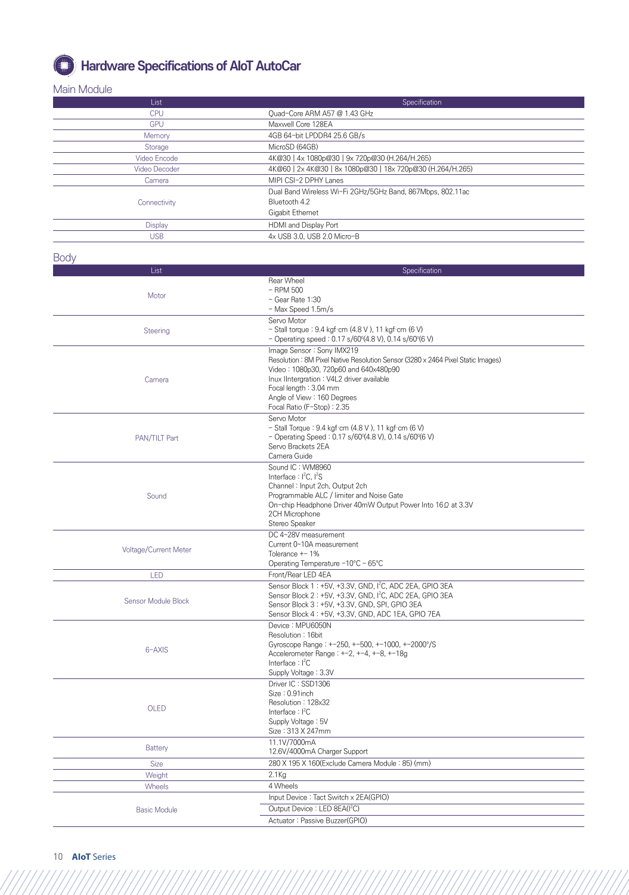# Hardware Specifications of AIoT AutoCar

## Main Module

| List | Specification |
|---|---|
| CPU | Quad-Core ARM A57 @ 1.43 GHz |
| GPU | Maxwell Core 128EA |
| Memory | 4GB 64-bit LPDDR4 25.6 GB/s |
| Storage | MicroSD (64GB) |
| Video Encode | 4K@30 \| 4x 1080p@30 \| 9x 720p@30 (H.264/H.265) |
| Video Decoder | 4K@60 \| 2x 4K@30 \| 8x 1080p@30 \| 18x 720p@30 (H.264/H.265) |
| Camera | MIPI CSI-2 DPHY Lanes |
| Connectivity | Dual Band Wireless Wi-Fi 2GHz/5GHz Band, 867Mbps, 802.11ac<br>Bluetooth 4.2<br>Gigabit Ethernet |
| Display | HDMI and Display Port |
| USB | 4x USB 3.0, USB 2.0 Micro-B |

## Body

| List | Specification |
|---|---|
| Motor | Rear Wheel<br>- RPM 500<br>- Gear Rate 1:30<br>- Max Speed 1.5m/s |
| Steering | Servo Motor<br>- Stall torque : 9.4 kgf·cm (4.8 V ), 11 kgf·cm (6 V)<br>- Operating speed : 0.17 s/60º(4.8 V), 0.14 s/60º(6 V) |
| Camera | Image Sensor : Sony IMX219<br>Resolution : 8M Pixel Native Resolution Sensor (3280 x 2464 Pixel Static Images)<br>Video : 1080p30, 720p60 and 640x480p90<br>Inux IIntergration : V4L2 driver available<br>Focal length : 3.04 mm<br>Angle of View : 160 Degrees<br>Focal Ratio (F-Stop) : 2.35 |
| PAN/TILT Part | Servo Motor<br>- Stall Torque : 9.4 kgf·cm (4.8 V ), 11 kgf·cm (6 V)<br>- Operating Speed : 0.17 s/60º(4.8 V), 0.14 s/60º(6 V)<br>Servo Brackets 2EA<br>Camera Guide |
| Sound | Sound IC : WM8960<br>Interface : $I^2C$, $I^2S$<br>Channel : Input 2ch, Output 2ch<br>Programmable ALC / limiter and Noise Gate<br>On-chip Headphone Driver 40mW Output Power Into 16Ω at 3.3V<br>2CH Microphone<br>Stereo Speaker |
| Voltage/Current Meter | DC 4~28V measurement<br>Current 0~10A measurement<br>Tolerance +- 1%<br>Operating Temperature -10°C ~ 65°C |
| LED | Front/Rear LED 4EA |
| Sensor Module Block | Sensor Block 1 : +5V, +3.3V, GND, $I^2C$, ADC 2EA, GPIO 3EA<br>Sensor Block 2 : +5V, +3.3V, GND, $I^2C$, ADC 2EA, GPIO 3EA<br>Sensor Block 3 : +5V, +3.3V, GND, SPI, GPIO 3EA<br>Sensor Block 4 : +5V, +3.3V, GND, ADC 1EA, GPIO 7EA |
| 6-AXIS | Device : MPU6050N<br>Resolution : 16bit<br>Gyroscope Range : +-250, +-500, +-1000, +-2000°/S<br>Accelerometer Range : +-2, +-4, +-8, +-18g<br>Interface : $I^2C$<br>Supply Voltage : 3.3V |
| OLED | Driver IC : SSD1306<br>Size : 0.91inch<br>Resolution : 128x32<br>Interface : $I^2C$<br>Supply Voltage : 5V<br>Size : 313 X 247mm |
| Battery | 11.1V/7000mA<br>12.6V/4000mA Charger Support |
| Size | 280 X 195 X 160(Exclude Camera Module : 85) (mm) |
| Weight | 2.1Kg |
| Wheels | 4 Wheels |
| Basic Module | Input Device : Tact Switch x 2EA(GPIO)<br>Output Device : LED 8EA($I^2C$)<br>Actuator : Passive Buzzer(GPIO) |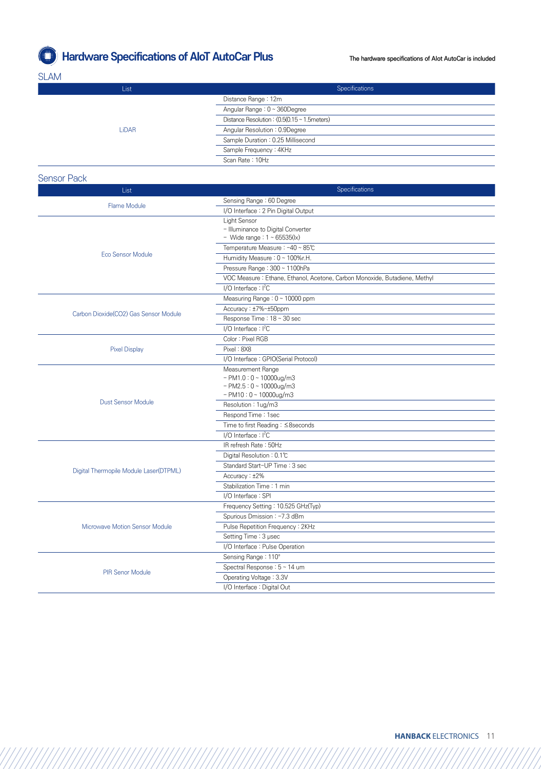# Hardware Specifications of AIoT AutoCar Plus

The hardware specifications of AIot AutoCar is included

## SLAM

| List | Specifications |
|---|---|
| LiDAR | Distance Range : 12m |
| | Angular Range : 0 ~ 360Degree |
| | Distance Resolution : (0.5(0.15 ~ 1.5meters) |
| | Angular Resolution : 0.9Degree |
| | Sample Duration : 0.25 Millisecond |
| | Sample Frequency : 4KHz |
| | Scan Rate : 10Hz |

## Sensor Pack

| List | Specifications |
|---|---|
| Flame Module | Sensing Range : 60 Degree |
| | I/O Interface : 2 Pin Digital Output |
| Eco Sensor Module | Light Sensor<br>− Illuminance to Digital Converter<br>− Wide range : 1 ~ 65535(lx) |
| | Temperature Measure : −40 ~ 85℃ |
| | Humidity Measure : 0 ~ 100%r.H. |
| | Pressure Range : 300 ~ 1100hPa |
| | VOC Measure : Ethane, Ethanol, Acetone, Carbon Monoxide, Butadiene, Methyl |
| | I/O Interface : $I^2C$ |
| Carbon Dioxide(CO2) Gas Sensor Module | Measuring Range : 0 ~ 10000 ppm |
| | Accuracy : ±7%~±50ppm |
| | Response Time : 18 ~ 30 sec |
| | I/O Interface : $I^2C$ |
| Pixel Display | Color : Pixel RGB |
| | Pixel : 8X8 |
| | I/O Interface : GPIO(Serial Protocol) |
| Dust Sensor Module | Measurement Range<br>− PM1.0 : 0 ~ 10000ug/m3<br>− PM2.5 : 0 ~ 10000ug/m3<br>− PM10 : 0 ~ 10000ug/m3 |
| | Resolution : 1ug/m3 |
| | Respond Time : 1sec |
| | Time to first Reading : ≤8seconds |
| | I/O Interface : $I^2C$ |
| Digital Thermopile Module Laser(DTPML) | IR refresh Rate : 50Hz |
| | Digital Resolution : 0.1℃ |
| | Standard Start−UP Time : 3 sec |
| | Accuracy : ±2% |
| | Stabilization Time : 1 min |
| | I/O Interface : SPI |
| Microwave Motion Sensor Module | Frequency Setting : 10.525 GHz(Typ) |
| | Spurious Dmission : −7.3 dBm |
| | Pulse Repetition Frequency : 2KHz |
| | Setting Time : 3 μsec |
| | I/O Interface : Pulse Operation |
| PIR Senor Module | Sensing Range : 110° |
| | Spectral Response : 5 ~ 14 um |
| | Operating Voltage : 3.3V |
| | I/O Interface : Digital Out |